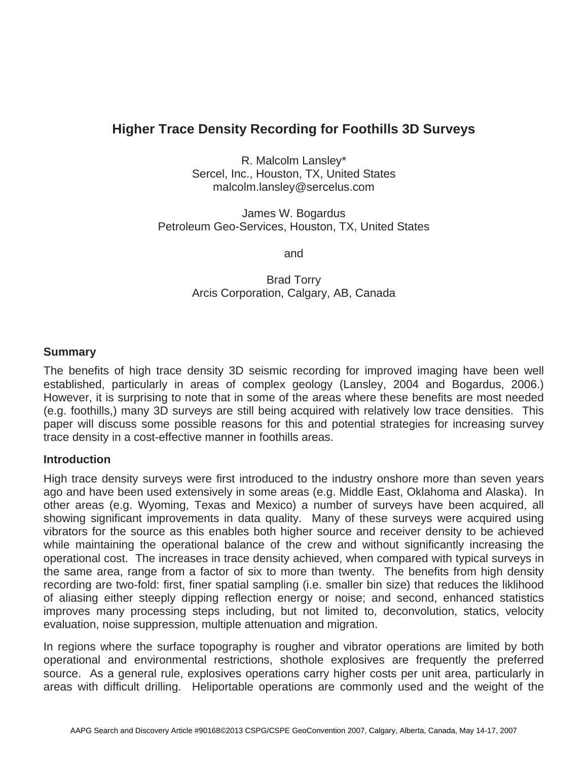# Higher Trace Density Recording for Foothills 3D Surveys

R. Malcolm Lansley*
Sercel, Inc., Houston, TX, United States
malcolm.lansley@sercelus.com

James W. Bogardus
Petroleum Geo-Services, Houston, TX, United States

and

Brad Torry
Arcis Corporation, Calgary, AB, Canada

## Summary

The benefits of high trace density 3D seismic recording for improved imaging have been well established, particularly in areas of complex geology (Lansley, 2004 and Bogardus, 2006.) However, it is surprising to note that in some of the areas where these benefits are most needed (e.g. foothills,) many 3D surveys are still being acquired with relatively low trace densities. This paper will discuss some possible reasons for this and potential strategies for increasing survey trace density in a cost-effective manner in foothills areas.

## Introduction

High trace density surveys were first introduced to the industry onshore more than seven years ago and have been used extensively in some areas (e.g. Middle East, Oklahoma and Alaska). In other areas (e.g. Wyoming, Texas and Mexico) a number of surveys have been acquired, all showing significant improvements in data quality. Many of these surveys were acquired using vibrators for the source as this enables both higher source and receiver density to be achieved while maintaining the operational balance of the crew and without significantly increasing the operational cost. The increases in trace density achieved, when compared with typical surveys in the same area, range from a factor of six to more than twenty. The benefits from high density recording are two-fold: first, finer spatial sampling (i.e. smaller bin size) that reduces the liklihood of aliasing either steeply dipping reflection energy or noise; and second, enhanced statistics improves many processing steps including, but not limited to, deconvolution, statics, velocity evaluation, noise suppression, multiple attenuation and migration.

In regions where the surface topography is rougher and vibrator operations are limited by both operational and environmental restrictions, shothole explosives are frequently the preferred source. As a general rule, explosives operations carry higher costs per unit area, particularly in areas with difficult drilling. Heliportable operations are commonly used and the weight of the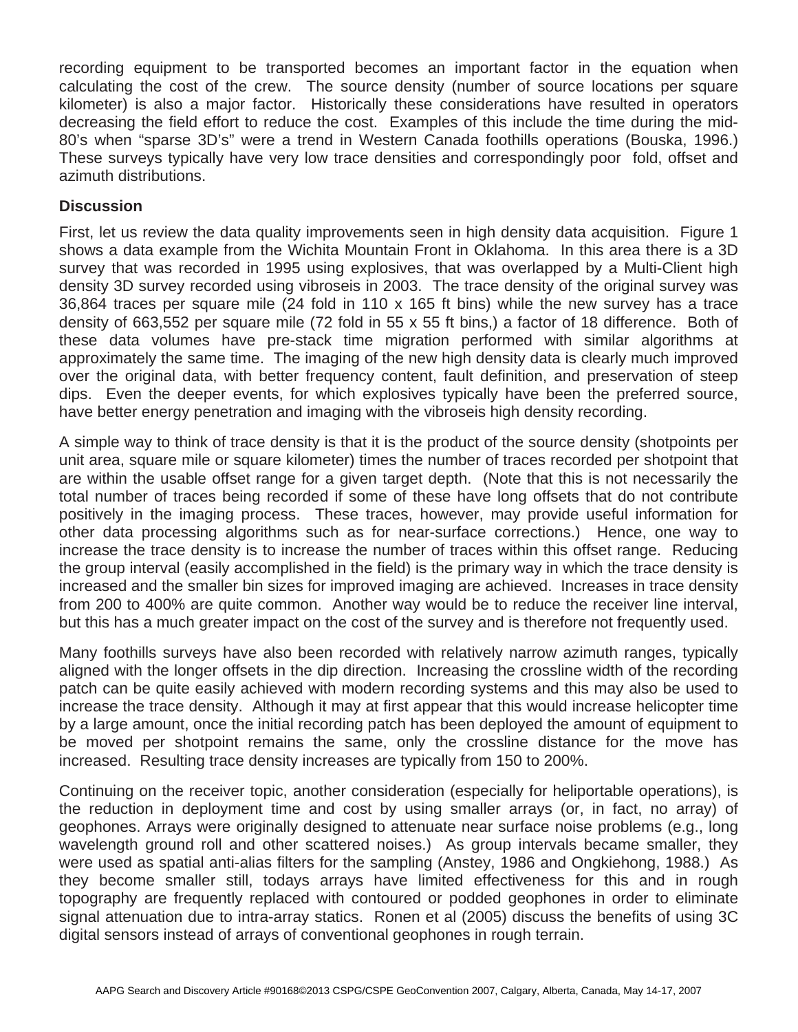recording equipment to be transported becomes an important factor in the equation when calculating the cost of the crew. The source density (number of source locations per square kilometer) is also a major factor. Historically these considerations have resulted in operators decreasing the field effort to reduce the cost. Examples of this include the time during the mid-80's when "sparse 3D's" were a trend in Western Canada foothills operations (Bouska, 1996.) These surveys typically have very low trace densities and correspondingly poor fold, offset and azimuth distributions.

## Discussion

First, let us review the data quality improvements seen in high density data acquisition. Figure 1 shows a data example from the Wichita Mountain Front in Oklahoma. In this area there is a 3D survey that was recorded in 1995 using explosives, that was overlapped by a Multi-Client high density 3D survey recorded using vibroseis in 2003. The trace density of the original survey was 36,864 traces per square mile (24 fold in 110 x 165 ft bins) while the new survey has a trace density of 663,552 per square mile (72 fold in 55 x 55 ft bins,) a factor of 18 difference. Both of these data volumes have pre-stack time migration performed with similar algorithms at approximately the same time. The imaging of the new high density data is clearly much improved over the original data, with better frequency content, fault definition, and preservation of steep dips. Even the deeper events, for which explosives typically have been the preferred source, have better energy penetration and imaging with the vibroseis high density recording.

A simple way to think of trace density is that it is the product of the source density (shotpoints per unit area, square mile or square kilometer) times the number of traces recorded per shotpoint that are within the usable offset range for a given target depth. (Note that this is not necessarily the total number of traces being recorded if some of these have long offsets that do not contribute positively in the imaging process. These traces, however, may provide useful information for other data processing algorithms such as for near-surface corrections.) Hence, one way to increase the trace density is to increase the number of traces within this offset range. Reducing the group interval (easily accomplished in the field) is the primary way in which the trace density is increased and the smaller bin sizes for improved imaging are achieved. Increases in trace density from 200 to 400% are quite common. Another way would be to reduce the receiver line interval, but this has a much greater impact on the cost of the survey and is therefore not frequently used.

Many foothills surveys have also been recorded with relatively narrow azimuth ranges, typically aligned with the longer offsets in the dip direction. Increasing the crossline width of the recording patch can be quite easily achieved with modern recording systems and this may also be used to increase the trace density. Although it may at first appear that this would increase helicopter time by a large amount, once the initial recording patch has been deployed the amount of equipment to be moved per shotpoint remains the same, only the crossline distance for the move has increased. Resulting trace density increases are typically from 150 to 200%.

Continuing on the receiver topic, another consideration (especially for heliportable operations), is the reduction in deployment time and cost by using smaller arrays (or, in fact, no array) of geophones. Arrays were originally designed to attenuate near surface noise problems (e.g., long wavelength ground roll and other scattered noises.) As group intervals became smaller, they were used as spatial anti-alias filters for the sampling (Anstey, 1986 and Ongkiehong, 1988.) As they become smaller still, todays arrays have limited effectiveness for this and in rough topography are frequently replaced with contoured or podded geophones in order to eliminate signal attenuation due to intra-array statics. Ronen et al (2005) discuss the benefits of using 3C digital sensors instead of arrays of conventional geophones in rough terrain.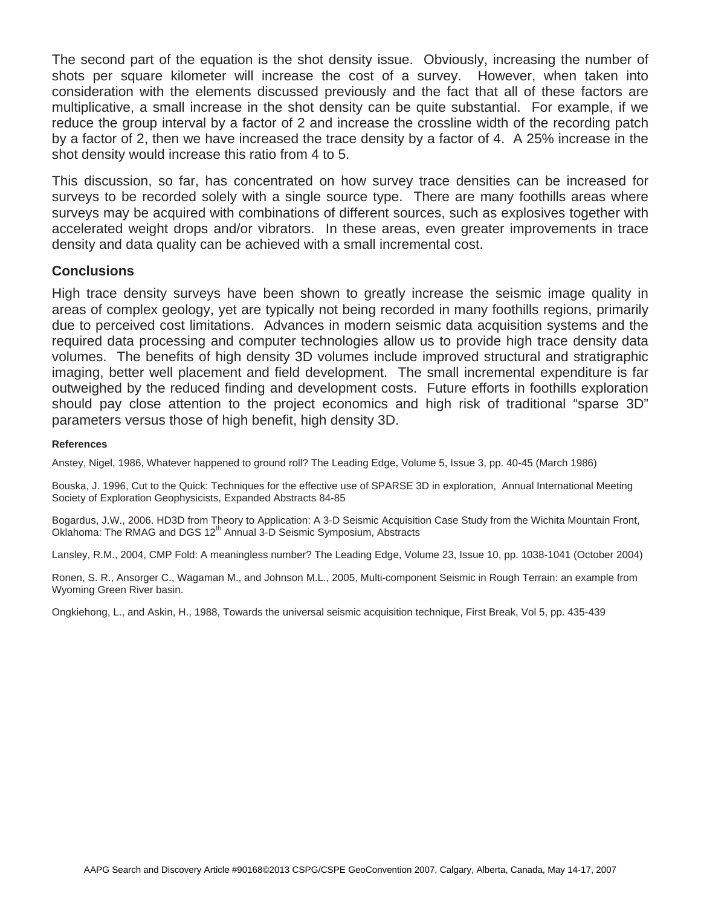The second part of the equation is the shot density issue. Obviously, increasing the number of shots per square kilometer will increase the cost of a survey. However, when taken into consideration with the elements discussed previously and the fact that all of these factors are multiplicative, a small increase in the shot density can be quite substantial. For example, if we reduce the group interval by a factor of 2 and increase the crossline width of the recording patch by a factor of 2, then we have increased the trace density by a factor of 4. A 25% increase in the shot density would increase this ratio from 4 to 5.

This discussion, so far, has concentrated on how survey trace densities can be increased for surveys to be recorded solely with a single source type. There are many foothills areas where surveys may be acquired with combinations of different sources, such as explosives together with accelerated weight drops and/or vibrators. In these areas, even greater improvements in trace density and data quality can be achieved with a small incremental cost.

## Conclusions

High trace density surveys have been shown to greatly increase the seismic image quality in areas of complex geology, yet are typically not being recorded in many foothills regions, primarily due to perceived cost limitations. Advances in modern seismic data acquisition systems and the required data processing and computer technologies allow us to provide high trace density data volumes. The benefits of high density 3D volumes include improved structural and stratigraphic imaging, better well placement and field development. The small incremental expenditure is far outweighed by the reduced finding and development costs. Future efforts in foothills exploration should pay close attention to the project economics and high risk of traditional “sparse 3D” parameters versus those of high benefit, high density 3D.

#### References

Anstey, Nigel, 1986, Whatever happened to ground roll? The Leading Edge, Volume 5, Issue 3, pp. 40-45 (March 1986)

Bouska, J. 1996, Cut to the Quick: Techniques for the effective use of SPARSE 3D in exploration, Annual International Meeting Society of Exploration Geophysicists, Expanded Abstracts 84-85

Bogardus, J.W., 2006. HD3D from Theory to Application: A 3-D Seismic Acquisition Case Study from the Wichita Mountain Front, Oklahoma: The RMAG and DGS 12th Annual 3-D Seismic Symposium, Abstracts

Lansley, R.M., 2004, CMP Fold: A meaningless number? The Leading Edge, Volume 23, Issue 10, pp. 1038-1041 (October 2004)

Ronen, S. R., Ansorger C., Wagaman M., and Johnson M.L., 2005, Multi-component Seismic in Rough Terrain: an example from Wyoming Green River basin.

Ongkiehong, L., and Askin, H., 1988, Towards the universal seismic acquisition technique, First Break, Vol 5, pp. 435-439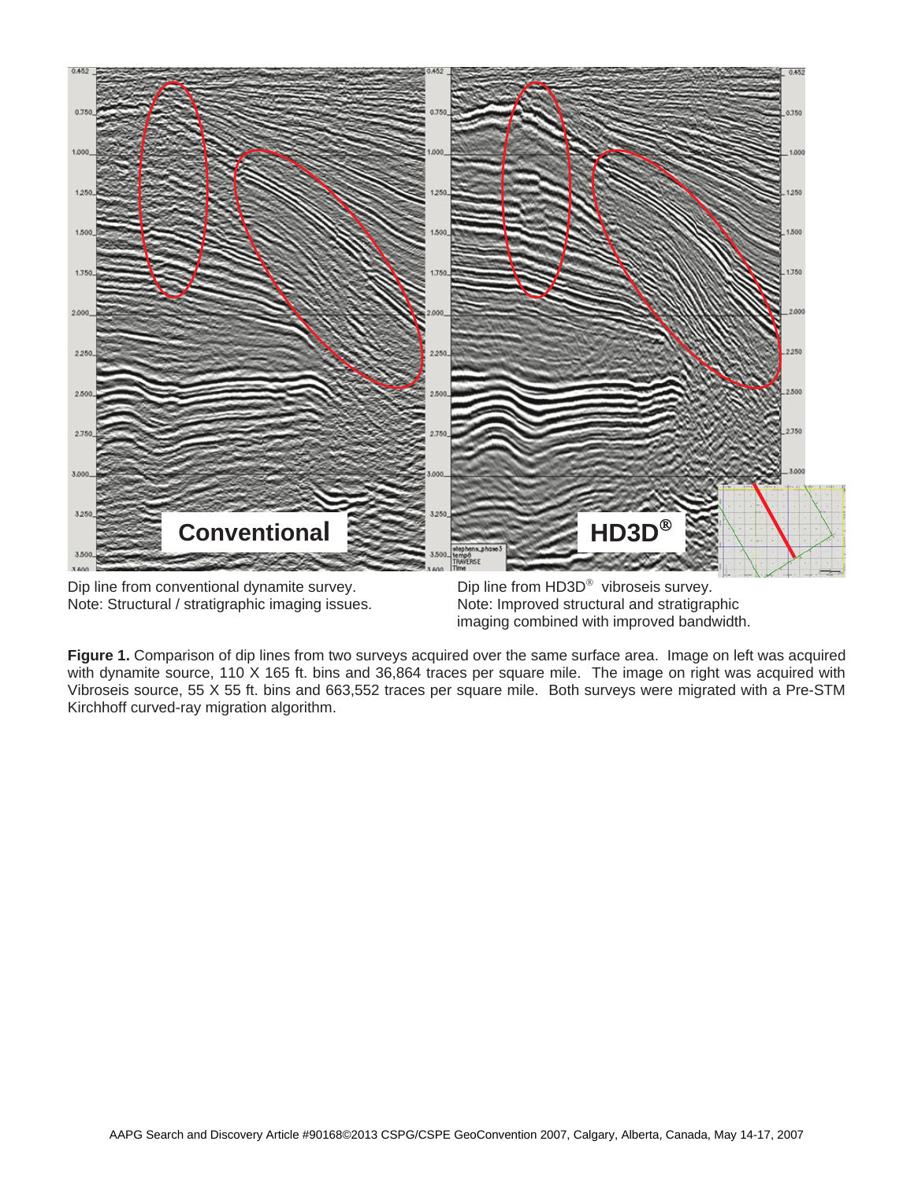Conventional

HD3D®

Dip line from conventional dynamite survey.
Note: Structural / stratigraphic imaging issues.

Dip line from HD3D® vibroseis survey.
Note: Improved structural and stratigraphic imaging combined with improved bandwidth.

**Figure 1.** Comparison of dip lines from two surveys acquired over the same surface area. Image on left was acquired with dynamite source, 110 X 165 ft. bins and 36,864 traces per square mile. The image on right was acquired with Vibroseis source, 55 X 55 ft. bins and 663,552 traces per square mile. Both surveys were migrated with a Pre-STM Kirchhoff curved-ray migration algorithm.